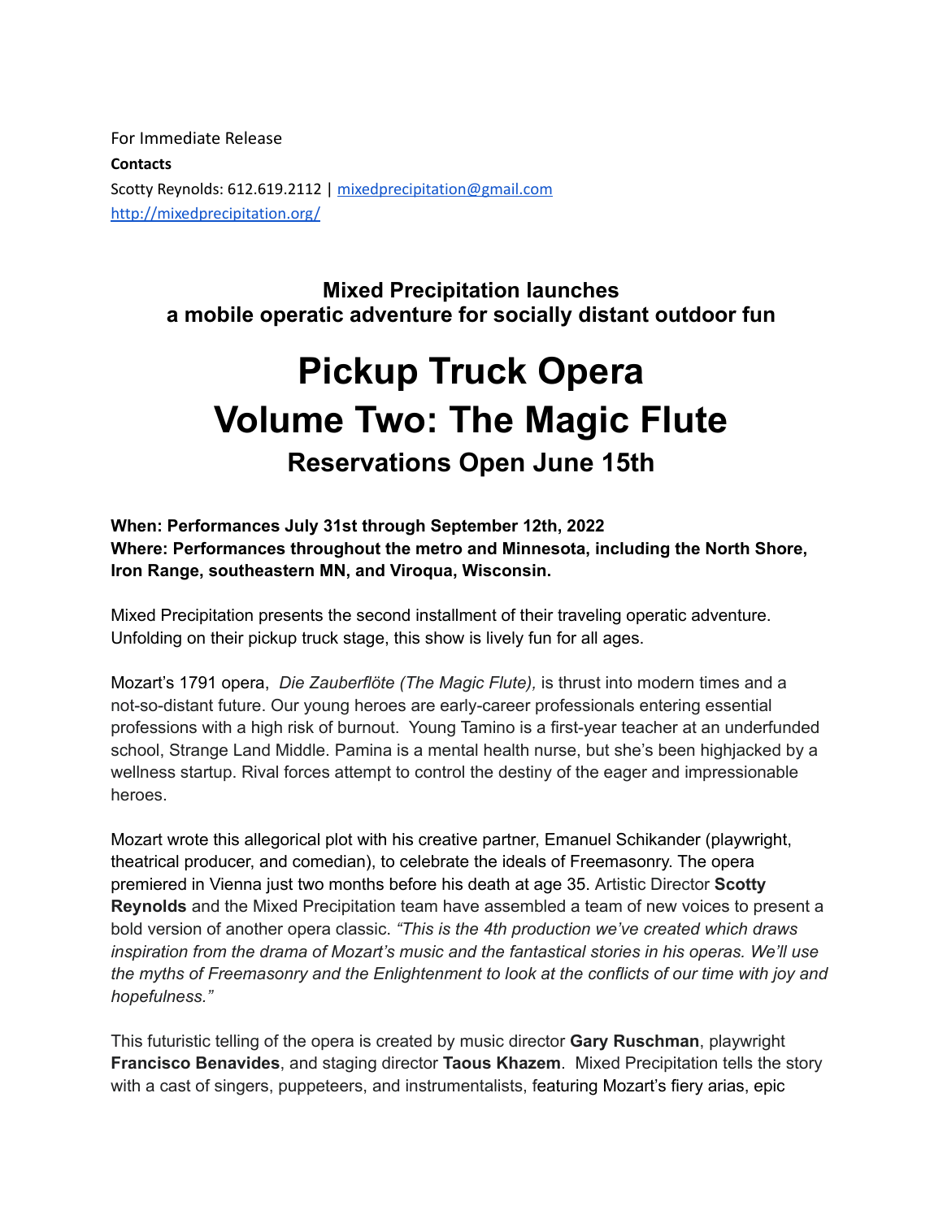For Immediate Release

**Contacts**

Scotty Reynolds: 612.619.2112 | [mixedprecipitation@gmail.com](mailto:mixedprecipitation@gmail.com)

[http://mixedprecipitation.org/](http://mixedprecipitation.org/)

### Mixed Precipitation launches
### a mobile operatic adventure for socially distant outdoor fun

# Pickup Truck Opera
# Volume Two: The Magic Flute

## Reservations Open June 15th

**When: Performances July 31st through September 12th, 2022**
**Where: Performances throughout the metro and Minnesota, including the North Shore, Iron Range, southeastern MN, and Viroqua, Wisconsin.**

Mixed Precipitation presents the second installment of their traveling operatic adventure. Unfolding on their pickup truck stage, this show is lively fun for all ages.

Mozart's 1791 opera, *Die Zauberflöte (The Magic Flute),* is thrust into modern times and a not-so-distant future. Our young heroes are early-career professionals entering essential professions with a high risk of burnout. Young Tamino is a first-year teacher at an underfunded school, Strange Land Middle. Pamina is a mental health nurse, but she's been highjacked by a wellness startup. Rival forces attempt to control the destiny of the eager and impressionable heroes.

Mozart wrote this allegorical plot with his creative partner, Emanuel Schikander (playwright, theatrical producer, and comedian), to celebrate the ideals of Freemasonry. The opera premiered in Vienna just two months before his death at age 35. Artistic Director **Scotty Reynolds** and the Mixed Precipitation team have assembled a team of new voices to present a bold version of another opera classic. *"This is the 4th production we've created which draws inspiration from the drama of Mozart's music and the fantastical stories in his operas. We'll use the myths of Freemasonry and the Enlightenment to look at the conflicts of our time with joy and hopefulness."*

This futuristic telling of the opera is created by music director **Gary Ruschman**, playwright **Francisco Benavides**, and staging director **Taous Khazem**. Mixed Precipitation tells the story with a cast of singers, puppeteers, and instrumentalists, featuring Mozart's fiery arias, epic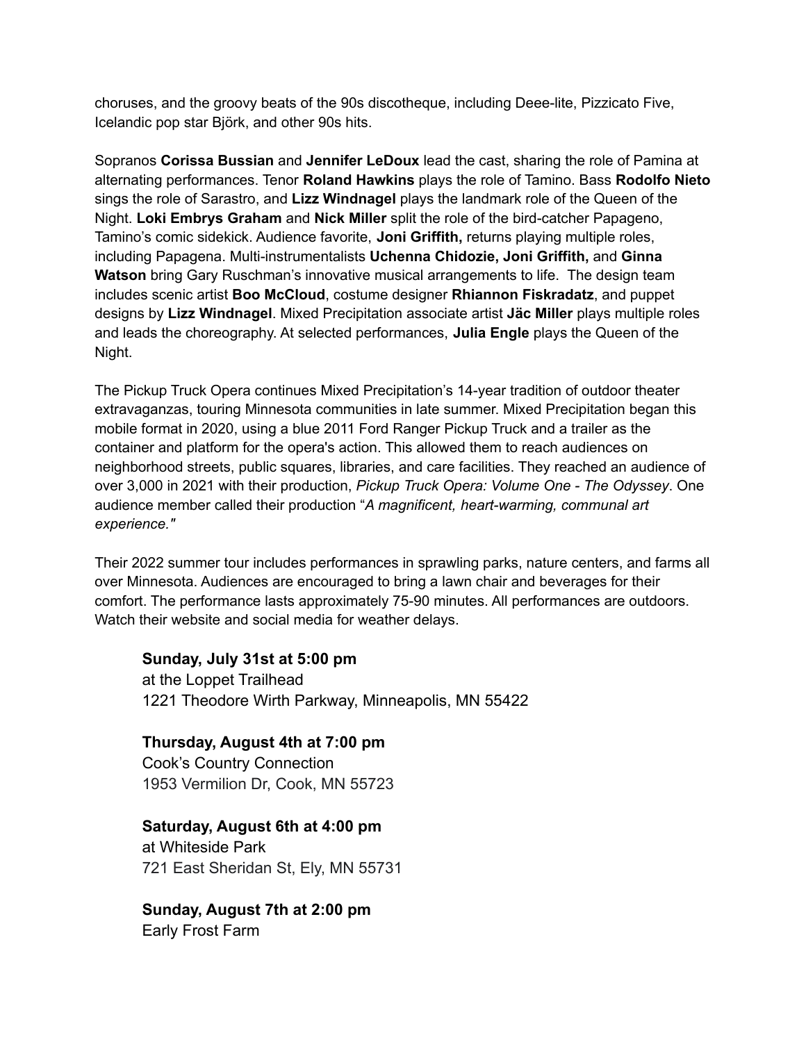choruses, and the groovy beats of the 90s discotheque, including Deee-lite, Pizzicato Five, Icelandic pop star Björk, and other 90s hits.

Sopranos **Corissa Bussian** and **Jennifer LeDoux** lead the cast, sharing the role of Pamina at alternating performances. Tenor **Roland Hawkins** plays the role of Tamino. Bass **Rodolfo Nieto** sings the role of Sarastro, and **Lizz Windnagel** plays the landmark role of the Queen of the Night. **Loki Embrys Graham** and **Nick Miller** split the role of the bird-catcher Papageno, Tamino's comic sidekick. Audience favorite, **Joni Griffith,** returns playing multiple roles, including Papagena. Multi-instrumentalists **Uchenna Chidozie, Joni Griffith,** and **Ginna Watson** bring Gary Ruschman's innovative musical arrangements to life. The design team includes scenic artist **Boo McCloud**, costume designer **Rhiannon Fiskradatz**, and puppet designs by **Lizz Windnagel**. Mixed Precipitation associate artist **Jäc Miller** plays multiple roles and leads the choreography. At selected performances, **Julia Engle** plays the Queen of the Night.

The Pickup Truck Opera continues Mixed Precipitation's 14-year tradition of outdoor theater extravaganzas, touring Minnesota communities in late summer. Mixed Precipitation began this mobile format in 2020, using a blue 2011 Ford Ranger Pickup Truck and a trailer as the container and platform for the opera's action. This allowed them to reach audiences on neighborhood streets, public squares, libraries, and care facilities. They reached an audience of over 3,000 in 2021 with their production, *Pickup Truck Opera: Volume One - The Odyssey*. One audience member called their production "*A magnificent, heart-warming, communal art experience."*

Their 2022 summer tour includes performances in sprawling parks, nature centers, and farms all over Minnesota. Audiences are encouraged to bring a lawn chair and beverages for their comfort. The performance lasts approximately 75-90 minutes. All performances are outdoors. Watch their website and social media for weather delays.

**Sunday, July 31st at 5:00 pm**
at the Loppet Trailhead
1221 Theodore Wirth Parkway, Minneapolis, MN 55422

**Thursday, August 4th at 7:00 pm**
Cook's Country Connection
1953 Vermilion Dr, Cook, MN 55723

**Saturday, August 6th at 4:00 pm**
at Whiteside Park
721 East Sheridan St, Ely, MN 55731

**Sunday, August 7th at 2:00 pm**
Early Frost Farm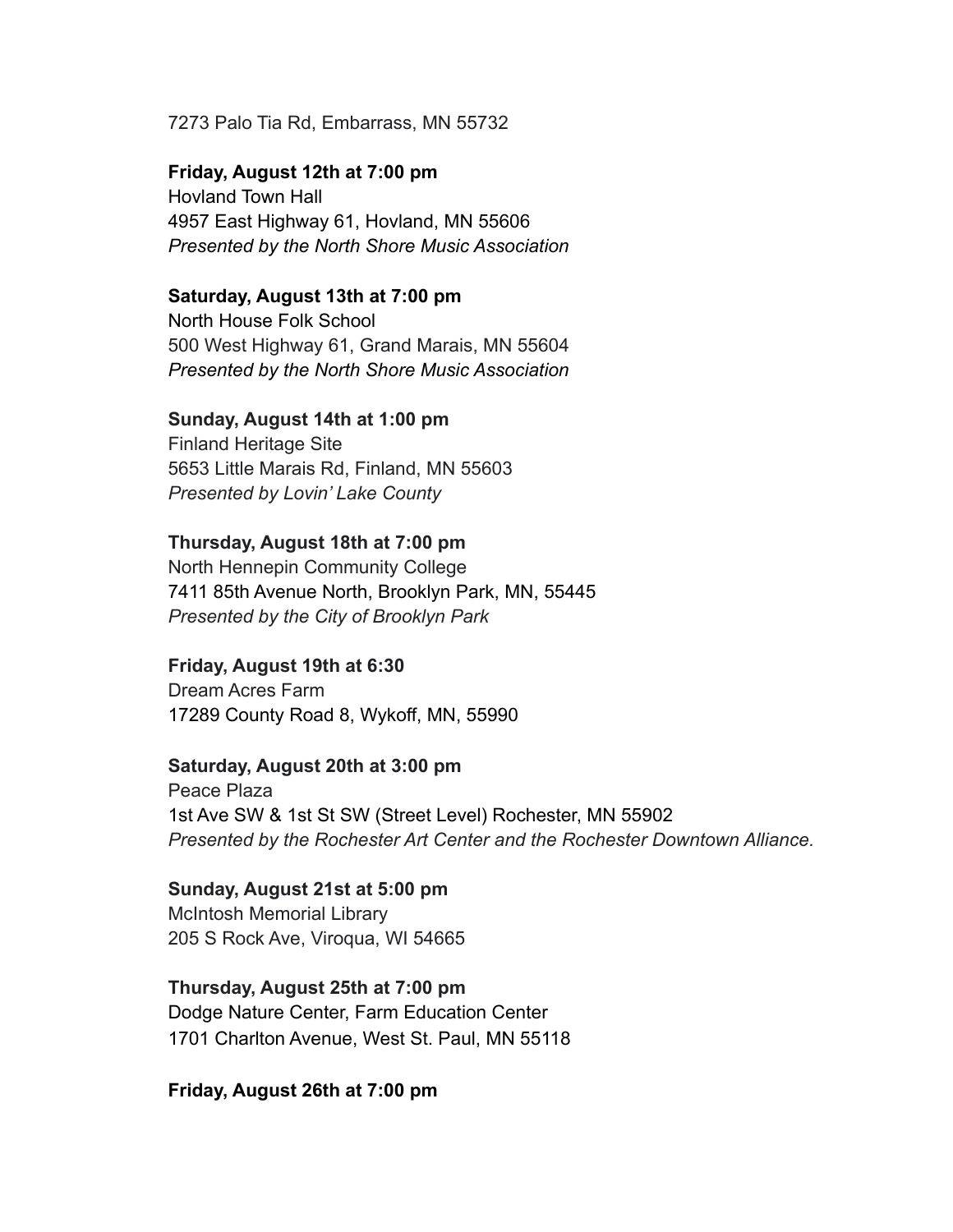7273 Palo Tia Rd, Embarrass, MN 55732

**Friday, August 12th at 7:00 pm**
Hovland Town Hall
4957 East Highway 61, Hovland, MN 55606
*Presented by the North Shore Music Association*

**Saturday, August 13th at 7:00 pm**
North House Folk School
500 West Highway 61, Grand Marais, MN 55604
*Presented by the North Shore Music Association*

**Sunday, August 14th at 1:00 pm**
Finland Heritage Site
5653 Little Marais Rd, Finland, MN 55603
*Presented by Lovin' Lake County*

**Thursday, August 18th at 7:00 pm**
North Hennepin Community College
7411 85th Avenue North, Brooklyn Park, MN, 55445
*Presented by the City of Brooklyn Park*

**Friday, August 19th at 6:30**
Dream Acres Farm
17289 County Road 8, Wykoff, MN, 55990

**Saturday, August 20th at 3:00 pm**
Peace Plaza
1st Ave SW & 1st St SW (Street Level) Rochester, MN 55902
*Presented by the Rochester Art Center and the Rochester Downtown Alliance.*

**Sunday, August 21st at 5:00 pm**
McIntosh Memorial Library
205 S Rock Ave, Viroqua, WI 54665

**Thursday, August 25th at 7:00 pm**
Dodge Nature Center, Farm Education Center
1701 Charlton Avenue, West St. Paul, MN 55118

**Friday, August 26th at 7:00 pm**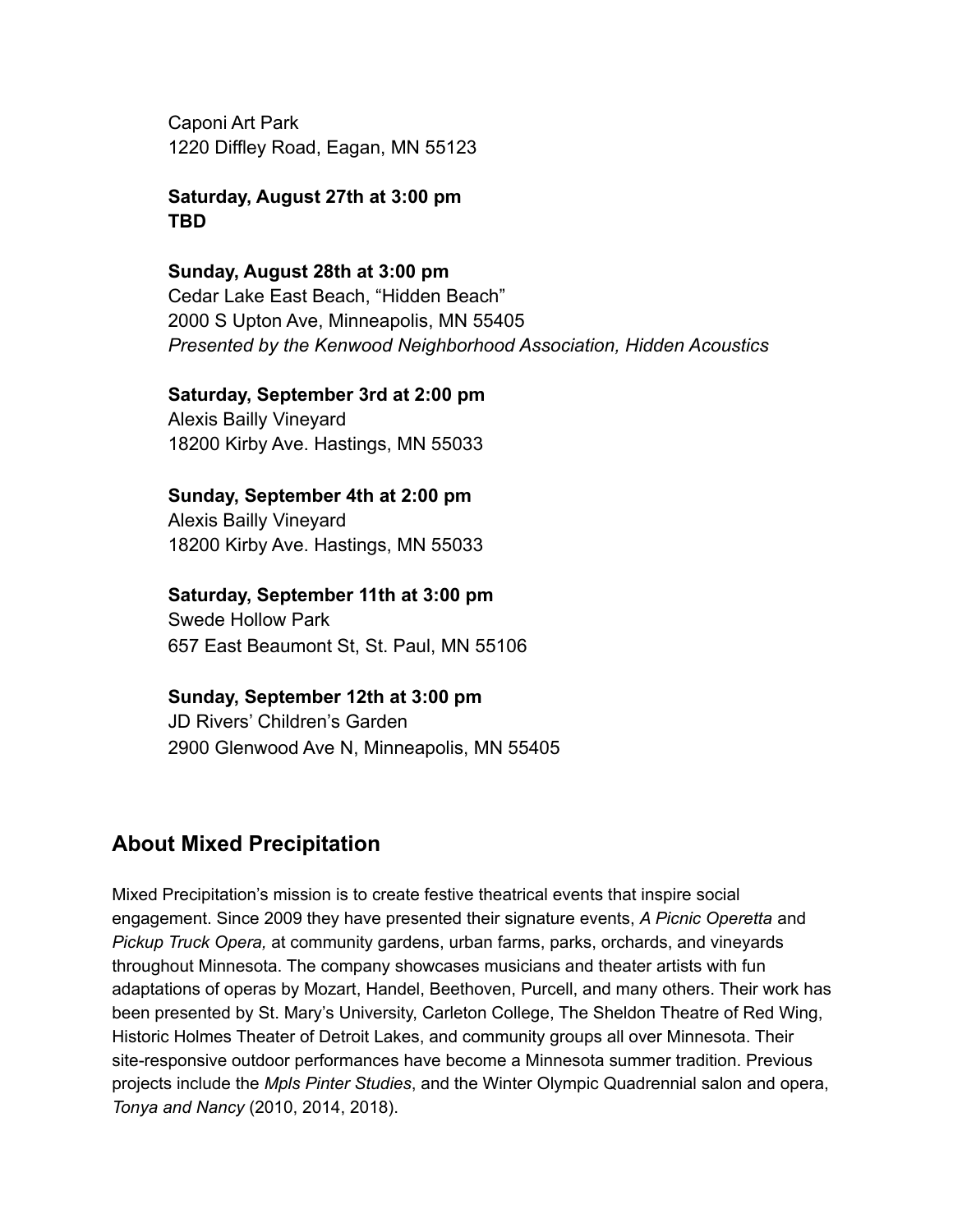Caponi Art Park
1220 Diffley Road, Eagan, MN 55123

**Saturday, August 27th at 3:00 pm**
**TBD**

**Sunday, August 28th at 3:00 pm**
Cedar Lake East Beach, “Hidden Beach”
2000 S Upton Ave, Minneapolis, MN 55405
*Presented by the Kenwood Neighborhood Association, Hidden Acoustics*

**Saturday, September 3rd at 2:00 pm**
Alexis Bailly Vineyard
18200 Kirby Ave. Hastings, MN 55033

**Sunday, September 4th at 2:00 pm**
Alexis Bailly Vineyard
18200 Kirby Ave. Hastings, MN 55033

**Saturday, September 11th at 3:00 pm**
Swede Hollow Park
657 East Beaumont St, St. Paul, MN 55106

**Sunday, September 12th at 3:00 pm**
JD Rivers’ Children’s Garden
2900 Glenwood Ave N, Minneapolis, MN 55405

## About Mixed Precipitation

Mixed Precipitation’s mission is to create festive theatrical events that inspire social engagement. Since 2009 they have presented their signature events, *A Picnic Operetta* and *Pickup Truck Opera,* at community gardens, urban farms, parks, orchards, and vineyards throughout Minnesota. The company showcases musicians and theater artists with fun adaptations of operas by Mozart, Handel, Beethoven, Purcell, and many others. Their work has been presented by St. Mary’s University, Carleton College, The Sheldon Theatre of Red Wing, Historic Holmes Theater of Detroit Lakes, and community groups all over Minnesota. Their site-responsive outdoor performances have become a Minnesota summer tradition. Previous projects include the *Mpls Pinter Studies*, and the Winter Olympic Quadrennial salon and opera, *Tonya and Nancy* (2010, 2014, 2018).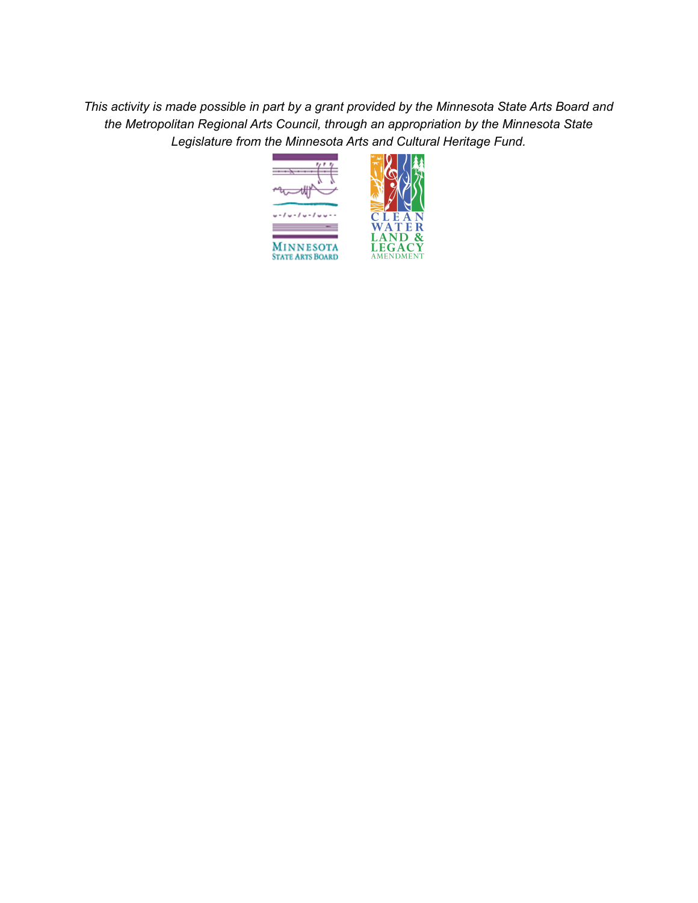*This activity is made possible in part by a grant provided by the Minnesota State Arts Board and the Metropolitan Regional Arts Council, through an appropriation by the Minnesota State Legislature from the Minnesota Arts and Cultural Heritage Fund.*